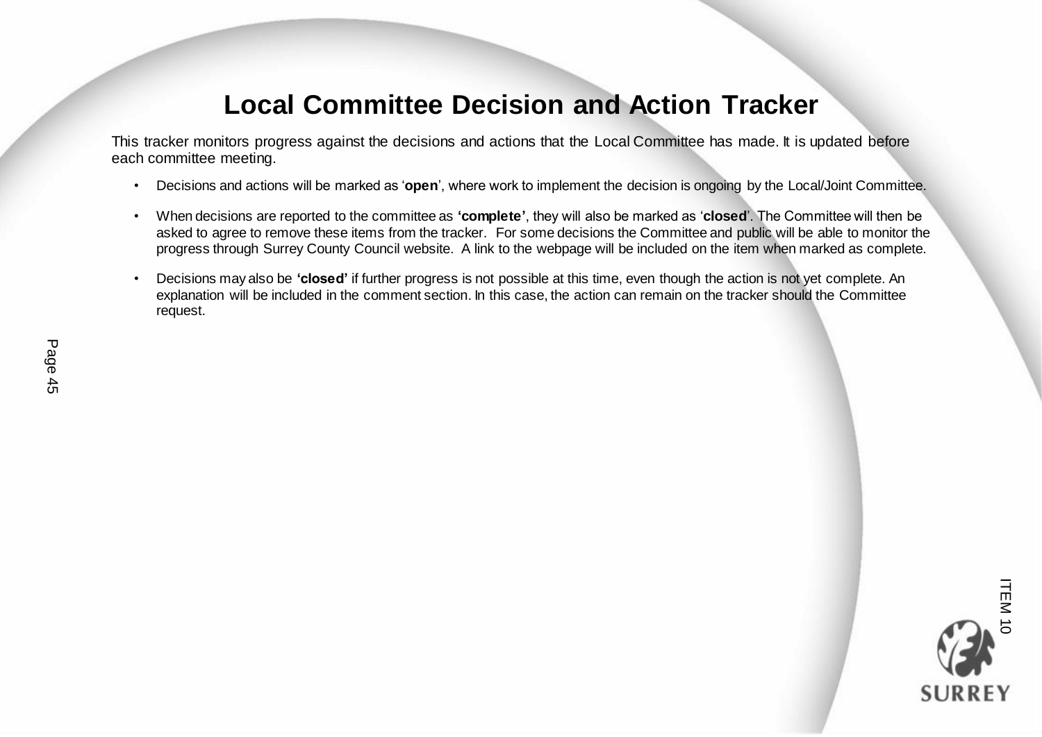# Local Committee Decision and Action Tracker

This tracker monitors progress against the decisions and actions that the Local Committee has made. It is updated before each committee meeting.

- Decisions and actions will be marked as '**open**', where work to implement the decision is ongoing by the Local/Joint Committee.
- When decisions are reported to the committee as **'complete'**, they will also be marked as '**closed**'. The Committee will then be asked to agree to remove these items from the tracker. For some decisions the Committee and public will be able to monitor the progress through Surrey County Council website. A link to the webpage will be included on the item when marked as complete.
- Decisions may also be **'closed'** if further progress is not possible at this time, even though the action is not yet complete. An explanation will be included in the comment section. In this case, the action can remain on the tracker should the Committee request.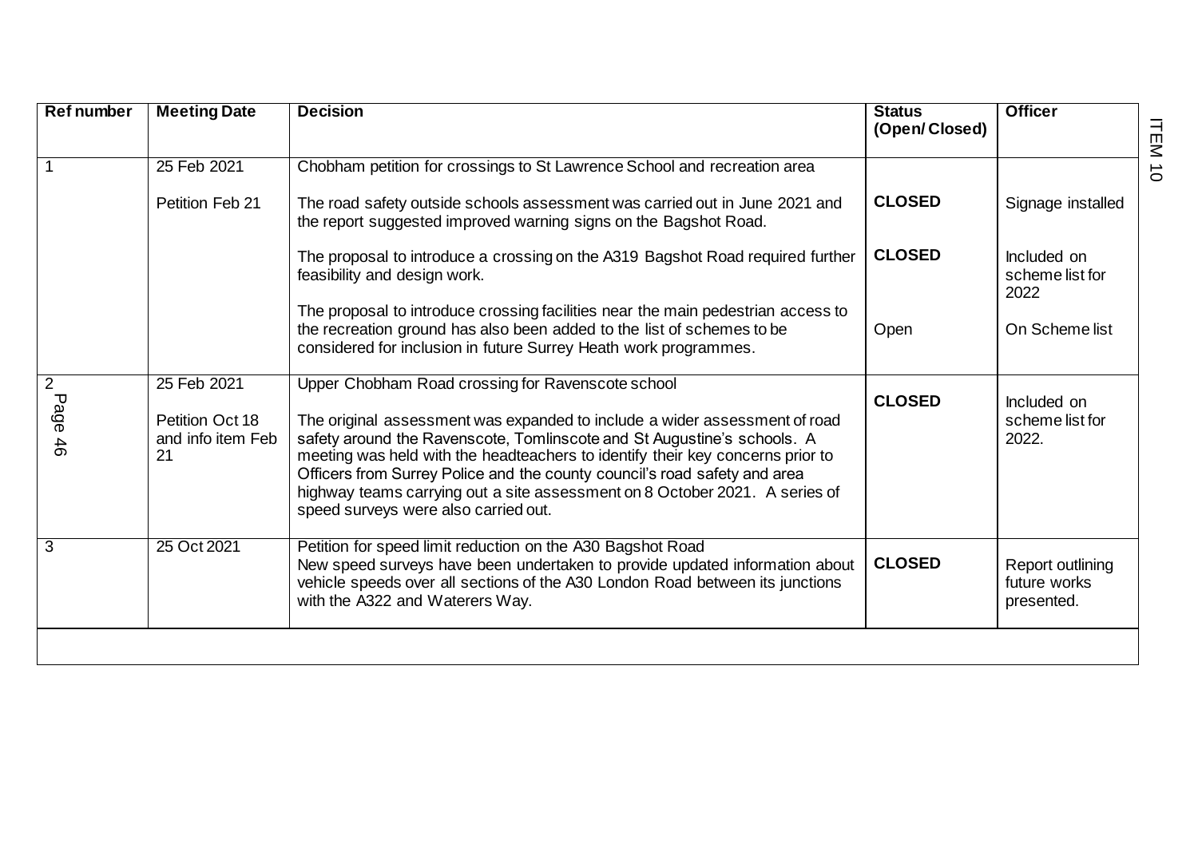| Ref number | Meeting Date | Decision | Status (Open/ Closed) | Officer |
|---|---|---|---|---|
| 1 | 25 Feb 2021 | Chobham petition for crossings to St Lawrence School and recreation area | | |
| | Petition Feb 21 | The road safety outside schools assessment was carried out in June 2021 and the report suggested improved warning signs on the Bagshot Road. | **CLOSED** | Signage installed |
| | | The proposal to introduce a crossing on the A319 Bagshot Road required further feasibility and design work. | **CLOSED** | Included on scheme list for 2022 |
| | | The proposal to introduce crossing facilities near the main pedestrian access to the recreation ground has also been added to the list of schemes to be considered for inclusion in future Surrey Heath work programmes. | Open | On Scheme list |
| 2 | 25 Feb 2021<br><br>Petition Oct 18 and info item Feb 21 | Upper Chobham Road crossing for Ravenscote school<br><br>The original assessment was expanded to include a wider assessment of road safety around the Ravenscote, Tomlinscote and St Augustine's schools. A meeting was held with the headteachers to identify their key concerns prior to Officers from Surrey Police and the county council's road safety and area highway teams carrying out a site assessment on 8 October 2021. A series of speed surveys were also carried out. | **CLOSED** | Included on scheme list for 2022. |
| 3 | 25 Oct 2021 | Petition for speed limit reduction on the A30 Bagshot Road<br>New speed surveys have been undertaken to provide updated information about vehicle speeds over all sections of the A30 London Road between its junctions with the A322 and Waterers Way. | **CLOSED** | Report outlining future works presented. |